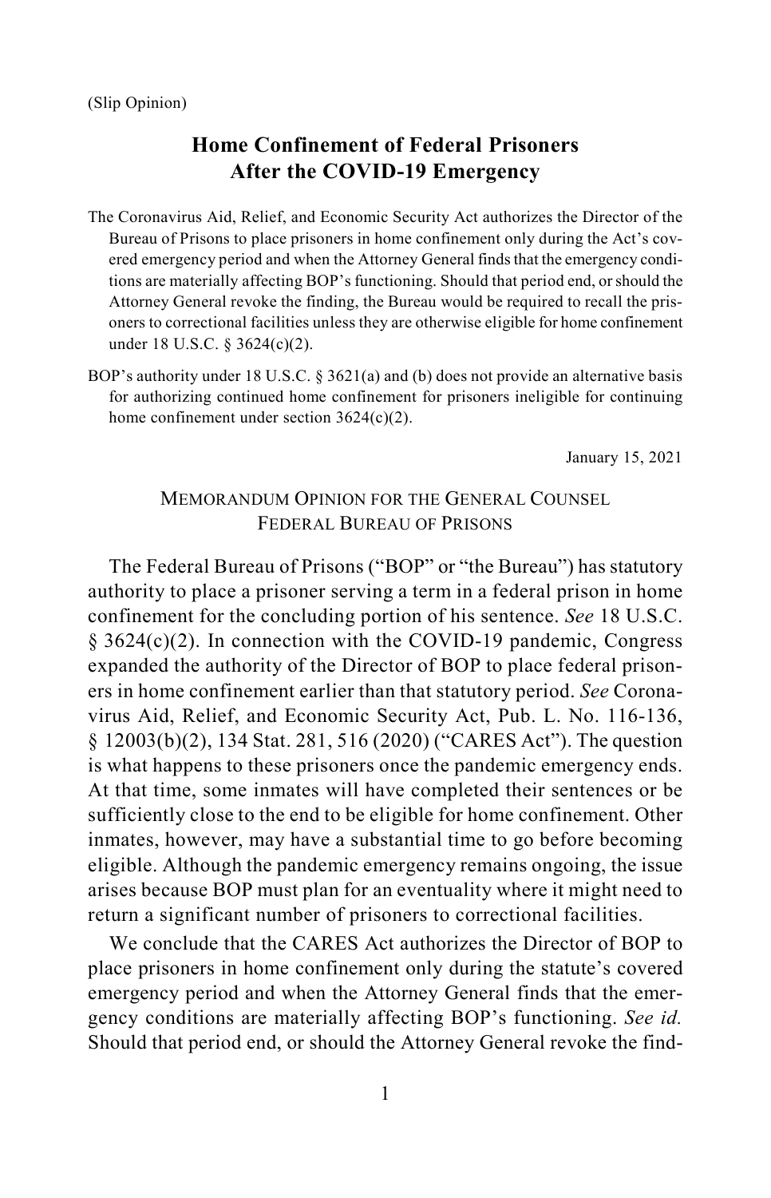(Slip Opinion)

# Home Confinement of Federal Prisoners After the COVID-19 Emergency

The Coronavirus Aid, Relief, and Economic Security Act authorizes the Director of the Bureau of Prisons to place prisoners in home confinement only during the Act's covered emergency period and when the Attorney General finds that the emergency conditions are materially affecting BOP's functioning. Should that period end, or should the Attorney General revoke the finding, the Bureau would be required to recall the prisoners to correctional facilities unless they are otherwise eligible for home confinement under 18 U.S.C. § 3624(c)(2).

BOP's authority under 18 U.S.C. § 3621(a) and (b) does not provide an alternative basis for authorizing continued home confinement for prisoners ineligible for continuing home confinement under section 3624(c)(2).

January 15, 2021

## Memorandum Opinion for the General Counsel Federal Bureau of Prisons

The Federal Bureau of Prisons ("BOP" or "the Bureau") has statutory authority to place a prisoner serving a term in a federal prison in home confinement for the concluding portion of his sentence. *See* 18 U.S.C. § 3624(c)(2). In connection with the COVID-19 pandemic, Congress expanded the authority of the Director of BOP to place federal prisoners in home confinement earlier than that statutory period. *See* Coronavirus Aid, Relief, and Economic Security Act, Pub. L. No. 116-136, § 12003(b)(2), 134 Stat. 281, 516 (2020) ("CARES Act"). The question is what happens to these prisoners once the pandemic emergency ends. At that time, some inmates will have completed their sentences or be sufficiently close to the end to be eligible for home confinement. Other inmates, however, may have a substantial time to go before becoming eligible. Although the pandemic emergency remains ongoing, the issue arises because BOP must plan for an eventuality where it might need to return a significant number of prisoners to correctional facilities.

We conclude that the CARES Act authorizes the Director of BOP to place prisoners in home confinement only during the statute's covered emergency period and when the Attorney General finds that the emergency conditions are materially affecting BOP's functioning. *See id.* Should that period end, or should the Attorney General revoke the find-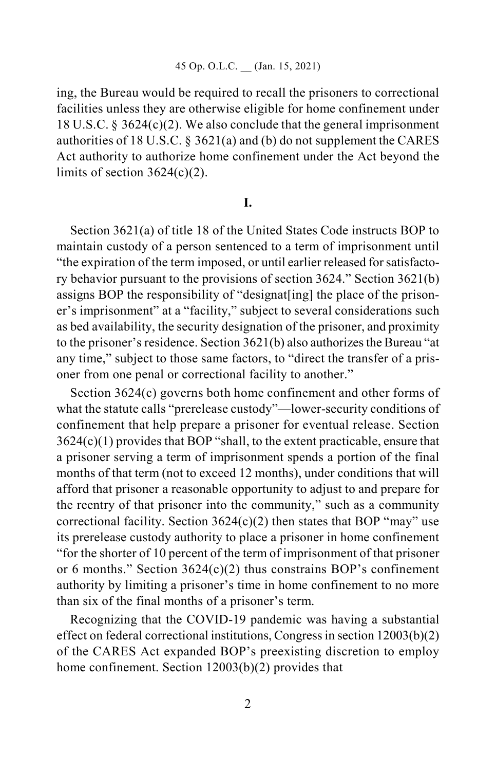ing, the Bureau would be required to recall the prisoners to correctional facilities unless they are otherwise eligible for home confinement under 18 U.S.C. § 3624(c)(2). We also conclude that the general imprisonment authorities of 18 U.S.C. § 3621(a) and (b) do not supplement the CARES Act authority to authorize home confinement under the Act beyond the limits of section 3624(c)(2).

## I.

Section 3621(a) of title 18 of the United States Code instructs BOP to maintain custody of a person sentenced to a term of imprisonment until "the expiration of the term imposed, or until earlier released for satisfactory behavior pursuant to the provisions of section 3624." Section 3621(b) assigns BOP the responsibility of "designat[ing] the place of the prisoner's imprisonment" at a "facility," subject to several considerations such as bed availability, the security designation of the prisoner, and proximity to the prisoner's residence. Section 3621(b) also authorizes the Bureau "at any time," subject to those same factors, to "direct the transfer of a prisoner from one penal or correctional facility to another."

Section 3624(c) governs both home confinement and other forms of what the statute calls "prerelease custody"—lower-security conditions of confinement that help prepare a prisoner for eventual release. Section 3624(c)(1) provides that BOP "shall, to the extent practicable, ensure that a prisoner serving a term of imprisonment spends a portion of the final months of that term (not to exceed 12 months), under conditions that will afford that prisoner a reasonable opportunity to adjust to and prepare for the reentry of that prisoner into the community," such as a community correctional facility. Section 3624(c)(2) then states that BOP "may" use its prerelease custody authority to place a prisoner in home confinement "for the shorter of 10 percent of the term of imprisonment of that prisoner or 6 months." Section 3624(c)(2) thus constrains BOP's confinement authority by limiting a prisoner's time in home confinement to no more than six of the final months of a prisoner's term.

Recognizing that the COVID-19 pandemic was having a substantial effect on federal correctional institutions, Congress in section 12003(b)(2) of the CARES Act expanded BOP's preexisting discretion to employ home confinement. Section 12003(b)(2) provides that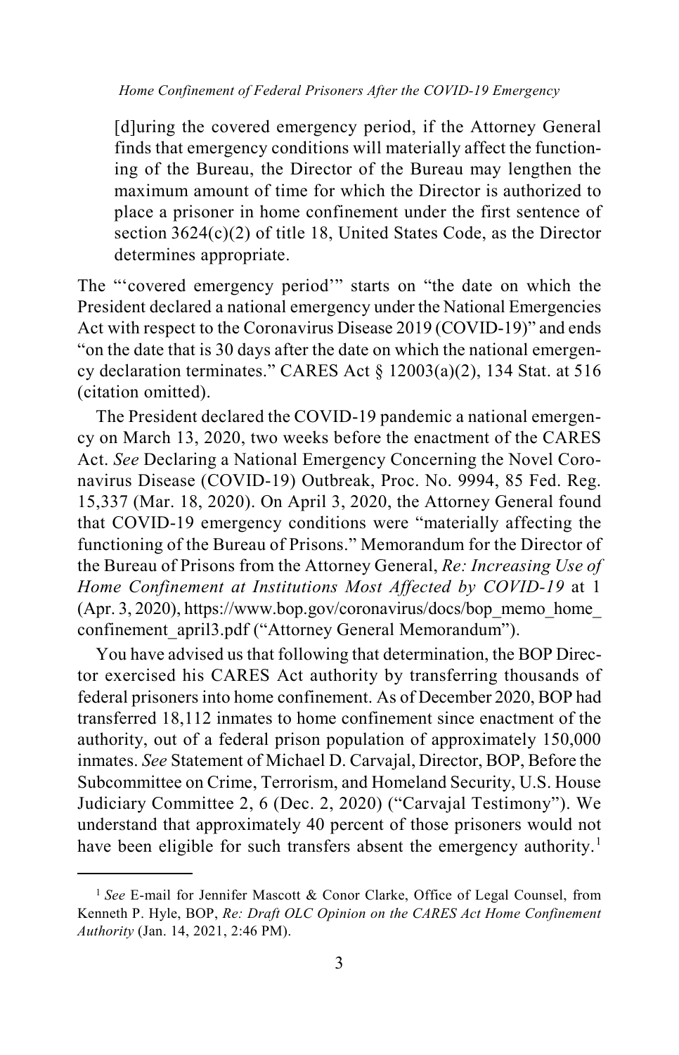> [d]uring the covered emergency period, if the Attorney General finds that emergency conditions will materially affect the functioning of the Bureau, the Director of the Bureau may lengthen the maximum amount of time for which the Director is authorized to place a prisoner in home confinement under the first sentence of section 3624(c)(2) of title 18, United States Code, as the Director determines appropriate.

The "'covered emergency period'" starts on "the date on which the President declared a national emergency under the National Emergencies Act with respect to the Coronavirus Disease 2019 (COVID-19)" and ends "on the date that is 30 days after the date on which the national emergency declaration terminates." CARES Act § 12003(a)(2), 134 Stat. at 516 (citation omitted).

The President declared the COVID-19 pandemic a national emergency on March 13, 2020, two weeks before the enactment of the CARES Act. *See* Declaring a National Emergency Concerning the Novel Coronavirus Disease (COVID-19) Outbreak, Proc. No. 9994, 85 Fed. Reg. 15,337 (Mar. 18, 2020). On April 3, 2020, the Attorney General found that COVID-19 emergency conditions were "materially affecting the functioning of the Bureau of Prisons." Memorandum for the Director of the Bureau of Prisons from the Attorney General, *Re: Increasing Use of Home Confinement at Institutions Most Affected by COVID-19* at 1 (Apr. 3, 2020), https://www.bop.gov/coronavirus/docs/bop_memo_home_confinement_april3.pdf ("Attorney General Memorandum").

You have advised us that following that determination, the BOP Director exercised his CARES Act authority by transferring thousands of federal prisoners into home confinement. As of December 2020, BOP had transferred 18,112 inmates to home confinement since enactment of the authority, out of a federal prison population of approximately 150,000 inmates. *See* Statement of Michael D. Carvajal, Director, BOP, Before the Subcommittee on Crime, Terrorism, and Homeland Security, U.S. House Judiciary Committee 2, 6 (Dec. 2, 2020) ("Carvajal Testimony"). We understand that approximately 40 percent of those prisoners would not have been eligible for such transfers absent the emergency authority.[1]

[1] *See* E-mail for Jennifer Mascott & Conor Clarke, Office of Legal Counsel, from Kenneth P. Hyle, BOP, *Re: Draft OLC Opinion on the CARES Act Home Confinement Authority* (Jan. 14, 2021, 2:46 PM).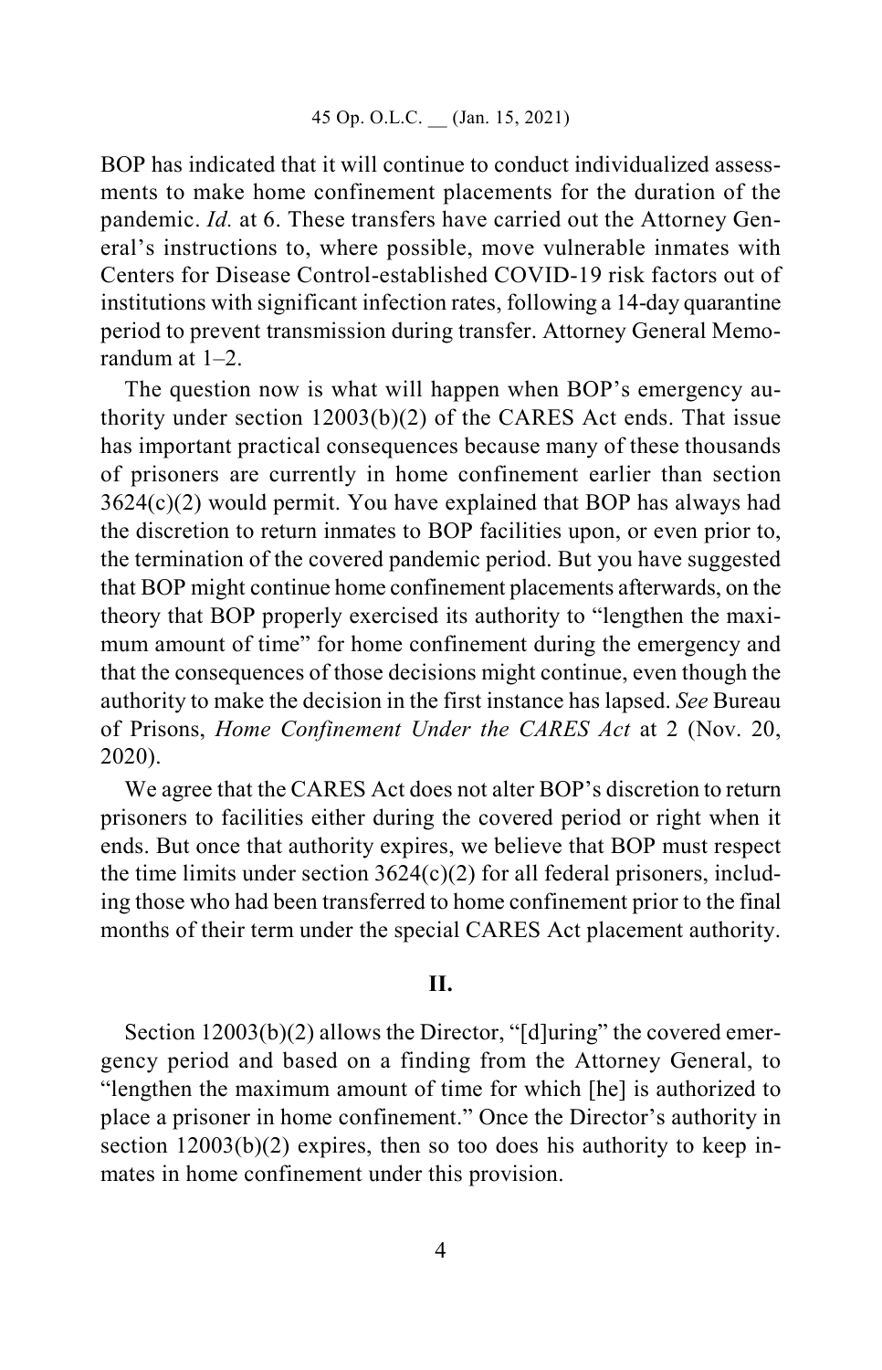BOP has indicated that it will continue to conduct individualized assessments to make home confinement placements for the duration of the pandemic. *Id.* at 6. These transfers have carried out the Attorney General's instructions to, where possible, move vulnerable inmates with Centers for Disease Control-established COVID-19 risk factors out of institutions with significant infection rates, following a 14-day quarantine period to prevent transmission during transfer. Attorney General Memorandum at 1–2.

The question now is what will happen when BOP's emergency authority under section 12003(b)(2) of the CARES Act ends. That issue has important practical consequences because many of these thousands of prisoners are currently in home confinement earlier than section 3624(c)(2) would permit. You have explained that BOP has always had the discretion to return inmates to BOP facilities upon, or even prior to, the termination of the covered pandemic period. But you have suggested that BOP might continue home confinement placements afterwards, on the theory that BOP properly exercised its authority to "lengthen the maximum amount of time" for home confinement during the emergency and that the consequences of those decisions might continue, even though the authority to make the decision in the first instance has lapsed. *See* Bureau of Prisons, *Home Confinement Under the CARES Act* at 2 (Nov. 20, 2020).

We agree that the CARES Act does not alter BOP's discretion to return prisoners to facilities either during the covered period or right when it ends. But once that authority expires, we believe that BOP must respect the time limits under section 3624(c)(2) for all federal prisoners, including those who had been transferred to home confinement prior to the final months of their term under the special CARES Act placement authority.

## II.

Section 12003(b)(2) allows the Director, "[d]uring" the covered emergency period and based on a finding from the Attorney General, to "lengthen the maximum amount of time for which [he] is authorized to place a prisoner in home confinement." Once the Director's authority in section 12003(b)(2) expires, then so too does his authority to keep inmates in home confinement under this provision.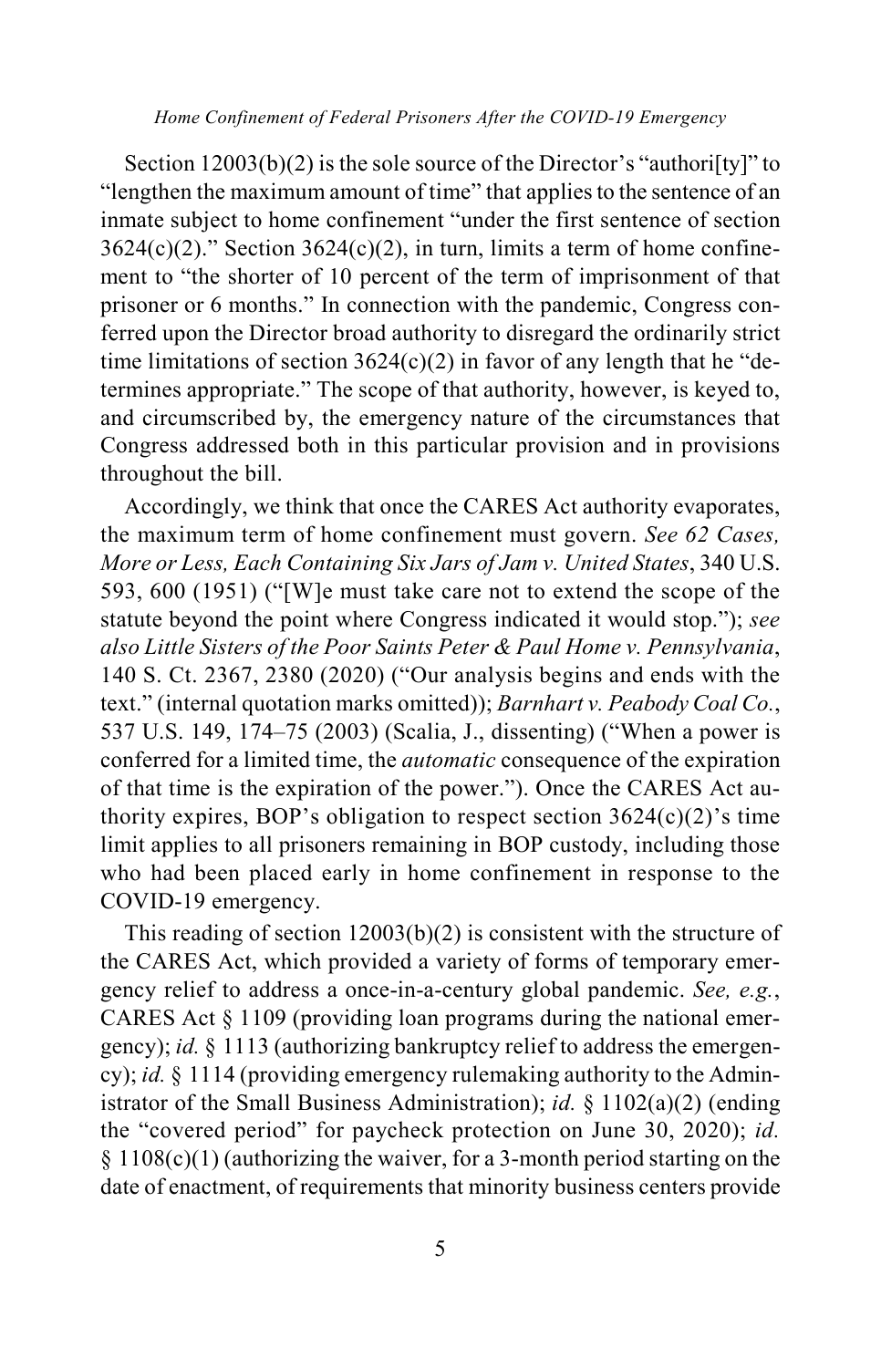Section 12003(b)(2) is the sole source of the Director's "authori[ty]" to "lengthen the maximum amount of time" that applies to the sentence of an inmate subject to home confinement "under the first sentence of section 3624(c)(2)." Section 3624(c)(2), in turn, limits a term of home confinement to "the shorter of 10 percent of the term of imprisonment of that prisoner or 6 months." In connection with the pandemic, Congress conferred upon the Director broad authority to disregard the ordinarily strict time limitations of section 3624(c)(2) in favor of any length that he "determines appropriate." The scope of that authority, however, is keyed to, and circumscribed by, the emergency nature of the circumstances that Congress addressed both in this particular provision and in provisions throughout the bill.

Accordingly, we think that once the CARES Act authority evaporates, the maximum term of home confinement must govern. *See 62 Cases, More or Less, Each Containing Six Jars of Jam v. United States*, 340 U.S. 593, 600 (1951) ("[W]e must take care not to extend the scope of the statute beyond the point where Congress indicated it would stop."); *see also Little Sisters of the Poor Saints Peter & Paul Home v. Pennsylvania*, 140 S. Ct. 2367, 2380 (2020) ("Our analysis begins and ends with the text." (internal quotation marks omitted)); *Barnhart v. Peabody Coal Co.*, 537 U.S. 149, 174–75 (2003) (Scalia, J., dissenting) ("When a power is conferred for a limited time, the *automatic* consequence of the expiration of that time is the expiration of the power."). Once the CARES Act authority expires, BOP's obligation to respect section 3624(c)(2)'s time limit applies to all prisoners remaining in BOP custody, including those who had been placed early in home confinement in response to the COVID-19 emergency.

This reading of section 12003(b)(2) is consistent with the structure of the CARES Act, which provided a variety of forms of temporary emergency relief to address a once-in-a-century global pandemic. *See, e.g.*, CARES Act § 1109 (providing loan programs during the national emergency); *id.* § 1113 (authorizing bankruptcy relief to address the emergency); *id.* § 1114 (providing emergency rulemaking authority to the Administrator of the Small Business Administration); *id.* § 1102(a)(2) (ending the "covered period" for paycheck protection on June 30, 2020); *id.* § 1108(c)(1) (authorizing the waiver, for a 3-month period starting on the date of enactment, of requirements that minority business centers provide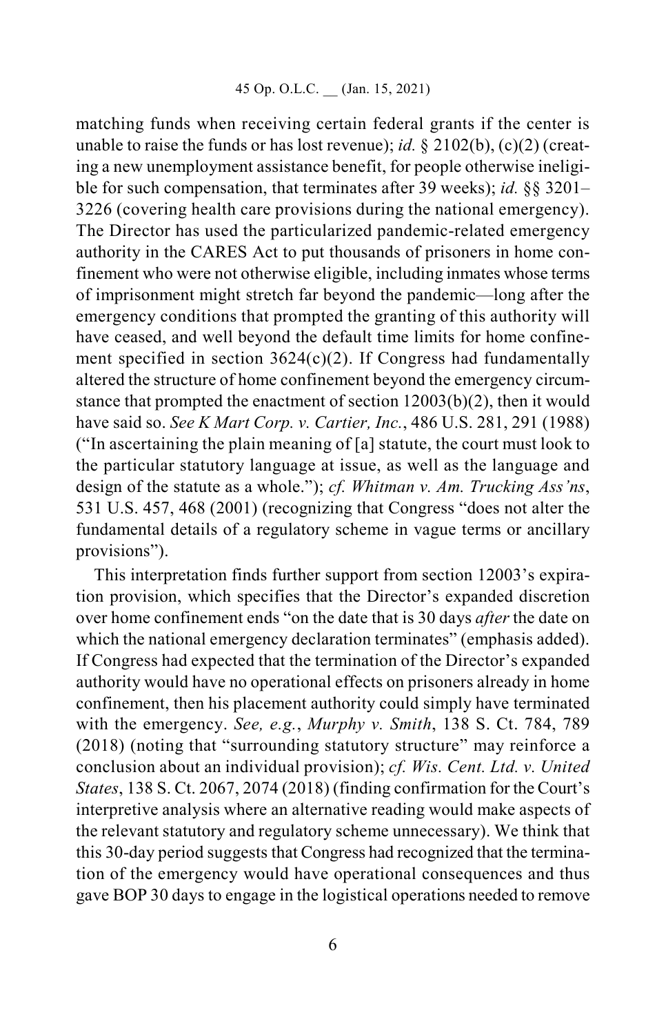matching funds when receiving certain federal grants if the center is unable to raise the funds or has lost revenue); *id.* § 2102(b), (c)(2) (creating a new unemployment assistance benefit, for people otherwise ineligible for such compensation, that terminates after 39 weeks); *id.* §§ 3201–3226 (covering health care provisions during the national emergency). The Director has used the particularized pandemic-related emergency authority in the CARES Act to put thousands of prisoners in home confinement who were not otherwise eligible, including inmates whose terms of imprisonment might stretch far beyond the pandemic—long after the emergency conditions that prompted the granting of this authority will have ceased, and well beyond the default time limits for home confinement specified in section 3624(c)(2). If Congress had fundamentally altered the structure of home confinement beyond the emergency circumstance that prompted the enactment of section 12003(b)(2), then it would have said so. *See K Mart Corp. v. Cartier, Inc.*, 486 U.S. 281, 291 (1988) ("In ascertaining the plain meaning of [a] statute, the court must look to the particular statutory language at issue, as well as the language and design of the statute as a whole."); *cf. Whitman v. Am. Trucking Ass'ns*, 531 U.S. 457, 468 (2001) (recognizing that Congress "does not alter the fundamental details of a regulatory scheme in vague terms or ancillary provisions").

This interpretation finds further support from section 12003's expiration provision, which specifies that the Director's expanded discretion over home confinement ends "on the date that is 30 days *after* the date on which the national emergency declaration terminates" (emphasis added). If Congress had expected that the termination of the Director's expanded authority would have no operational effects on prisoners already in home confinement, then his placement authority could simply have terminated with the emergency. *See, e.g.*, *Murphy v. Smith*, 138 S. Ct. 784, 789 (2018) (noting that "surrounding statutory structure" may reinforce a conclusion about an individual provision); *cf. Wis. Cent. Ltd. v. United States*, 138 S. Ct. 2067, 2074 (2018) (finding confirmation for the Court's interpretive analysis where an alternative reading would make aspects of the relevant statutory and regulatory scheme unnecessary). We think that this 30-day period suggests that Congress had recognized that the termination of the emergency would have operational consequences and thus gave BOP 30 days to engage in the logistical operations needed to remove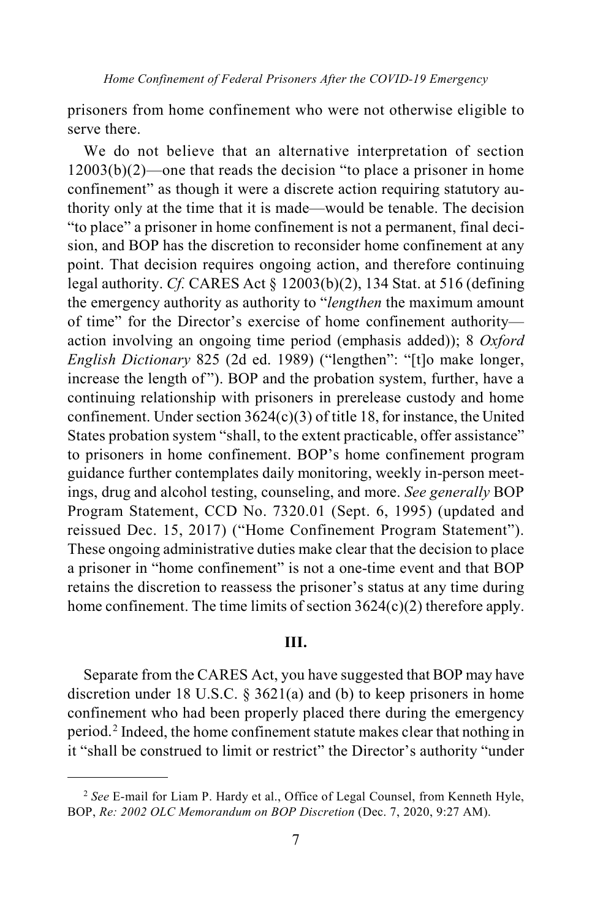prisoners from home confinement who were not otherwise eligible to serve there.

We do not believe that an alternative interpretation of section 12003(b)(2)—one that reads the decision "to place a prisoner in home confinement" as though it were a discrete action requiring statutory authority only at the time that it is made—would be tenable. The decision "to place" a prisoner in home confinement is not a permanent, final decision, and BOP has the discretion to reconsider home confinement at any point. That decision requires ongoing action, and therefore continuing legal authority. *Cf.* CARES Act § 12003(b)(2), 134 Stat. at 516 (defining the emergency authority as authority to "*lengthen* the maximum amount of time" for the Director's exercise of home confinement authority—action involving an ongoing time period (emphasis added)); 8 *Oxford English Dictionary* 825 (2d ed. 1989) ("lengthen": "[t]o make longer, increase the length of"). BOP and the probation system, further, have a continuing relationship with prisoners in prerelease custody and home confinement. Under section 3624(c)(3) of title 18, for instance, the United States probation system "shall, to the extent practicable, offer assistance" to prisoners in home confinement. BOP's home confinement program guidance further contemplates daily monitoring, weekly in-person meetings, drug and alcohol testing, counseling, and more. *See generally* BOP Program Statement, CCD No. 7320.01 (Sept. 6, 1995) (updated and reissued Dec. 15, 2017) ("Home Confinement Program Statement"). These ongoing administrative duties make clear that the decision to place a prisoner in "home confinement" is not a one-time event and that BOP retains the discretion to reassess the prisoner's status at any time during home confinement. The time limits of section 3624(c)(2) therefore apply.

## III.

Separate from the CARES Act, you have suggested that BOP may have discretion under 18 U.S.C. § 3621(a) and (b) to keep prisoners in home confinement who had been properly placed there during the emergency period.[2] Indeed, the home confinement statute makes clear that nothing in it "shall be construed to limit or restrict" the Director's authority "under

[2] *See* E-mail for Liam P. Hardy et al., Office of Legal Counsel, from Kenneth Hyle, BOP, *Re: 2002 OLC Memorandum on BOP Discretion* (Dec. 7, 2020, 9:27 AM).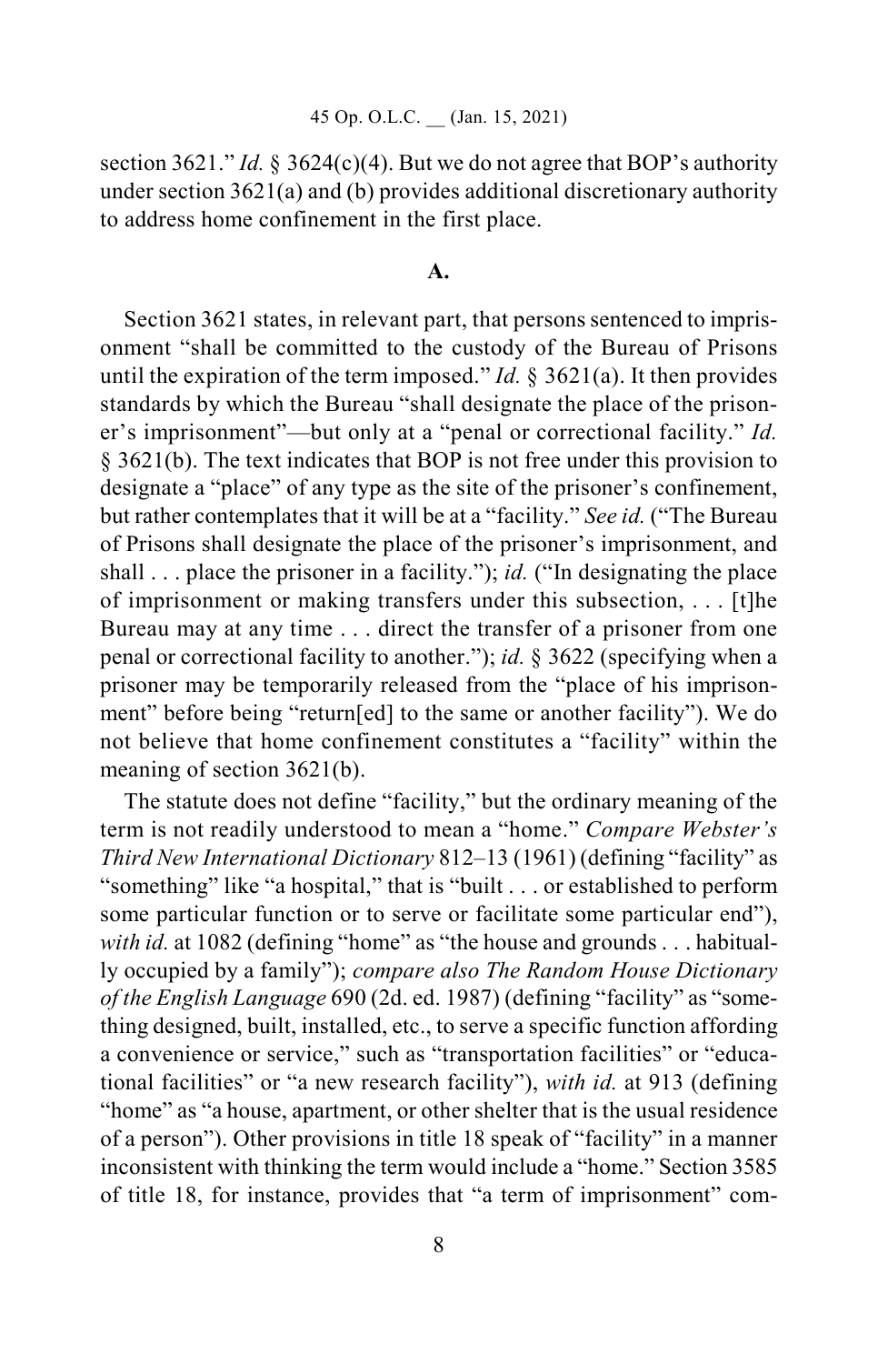section 3621." *Id.* § 3624(c)(4). But we do not agree that BOP's authority under section 3621(a) and (b) provides additional discretionary authority to address home confinement in the first place.

**A.**

Section 3621 states, in relevant part, that persons sentenced to imprisonment "shall be committed to the custody of the Bureau of Prisons until the expiration of the term imposed." *Id.* § 3621(a). It then provides standards by which the Bureau "shall designate the place of the prisoner's imprisonment"—but only at a "penal or correctional facility." *Id.* § 3621(b). The text indicates that BOP is not free under this provision to designate a "place" of any type as the site of the prisoner's confinement, but rather contemplates that it will be at a "facility." *See id.* ("The Bureau of Prisons shall designate the place of the prisoner's imprisonment, and shall . . . place the prisoner in a facility."); *id.* ("In designating the place of imprisonment or making transfers under this subsection, . . . [t]he Bureau may at any time . . . direct the transfer of a prisoner from one penal or correctional facility to another."); *id.* § 3622 (specifying when a prisoner may be temporarily released from the "place of his imprisonment" before being "return[ed] to the same or another facility"). We do not believe that home confinement constitutes a "facility" within the meaning of section 3621(b).

The statute does not define "facility," but the ordinary meaning of the term is not readily understood to mean a "home." *Compare Webster's Third New International Dictionary* 812–13 (1961) (defining "facility" as "something" like "a hospital," that is "built . . . or established to perform some particular function or to serve or facilitate some particular end"), *with id.* at 1082 (defining "home" as "the house and grounds . . . habitually occupied by a family"); *compare also The Random House Dictionary of the English Language* 690 (2d. ed. 1987) (defining "facility" as "something designed, built, installed, etc., to serve a specific function affording a convenience or service," such as "transportation facilities" or "educational facilities" or "a new research facility"), *with id.* at 913 (defining "home" as "a house, apartment, or other shelter that is the usual residence of a person"). Other provisions in title 18 speak of "facility" in a manner inconsistent with thinking the term would include a "home." Section 3585 of title 18, for instance, provides that "a term of imprisonment" com-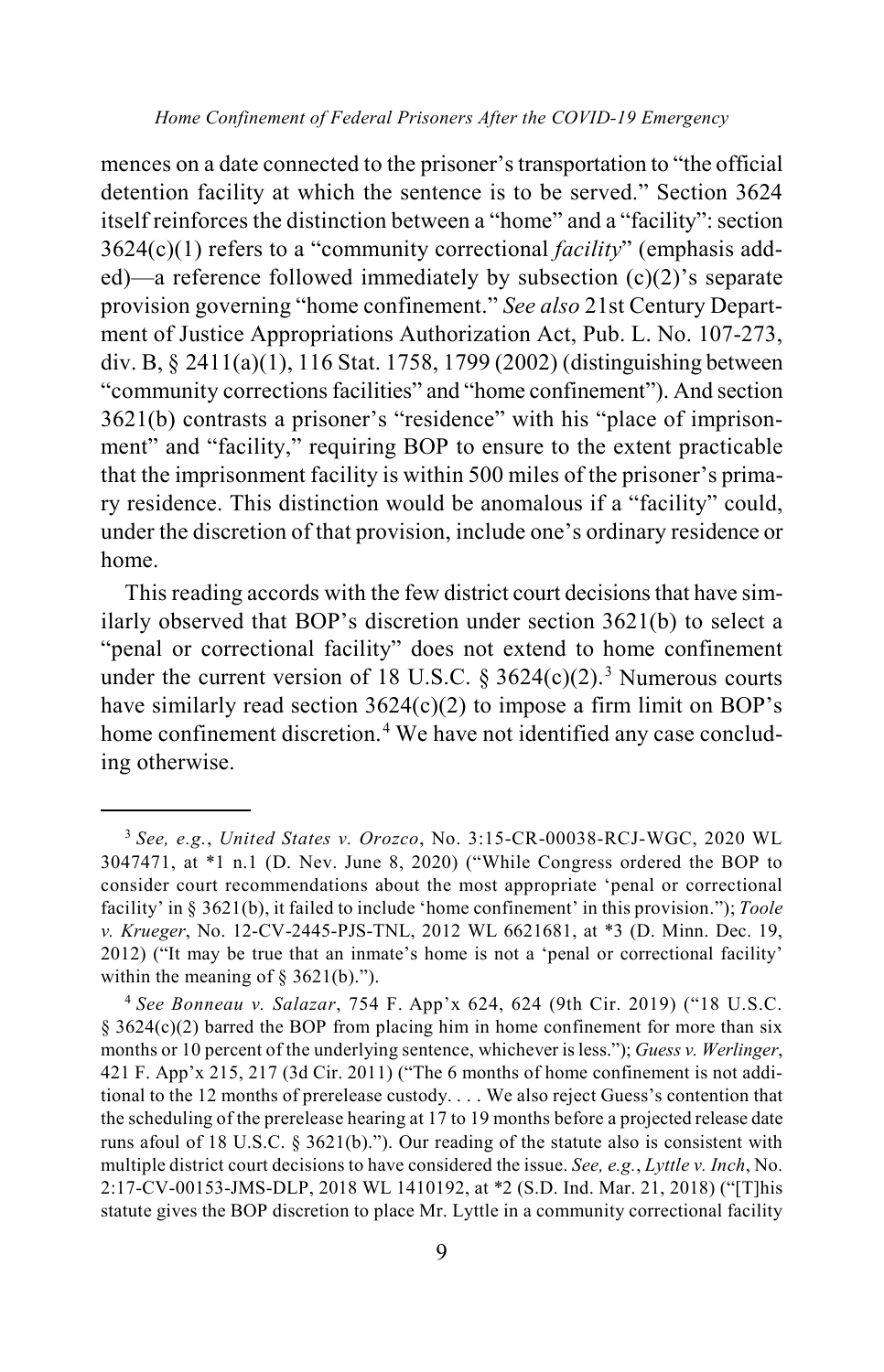mences on a date connected to the prisoner's transportation to "the official detention facility at which the sentence is to be served." Section 3624 itself reinforces the distinction between a "home" and a "facility": section 3624(c)(1) refers to a "community correctional *facility*" (emphasis added)—a reference followed immediately by subsection (c)(2)'s separate provision governing "home confinement." *See also* 21st Century Department of Justice Appropriations Authorization Act, Pub. L. No. 107-273, div. B, § 2411(a)(1), 116 Stat. 1758, 1799 (2002) (distinguishing between "community corrections facilities" and "home confinement"). And section 3621(b) contrasts a prisoner's "residence" with his "place of imprisonment" and "facility," requiring BOP to ensure to the extent practicable that the imprisonment facility is within 500 miles of the prisoner's primary residence. This distinction would be anomalous if a "facility" could, under the discretion of that provision, include one's ordinary residence or home.

This reading accords with the few district court decisions that have similarly observed that BOP's discretion under section 3621(b) to select a "penal or correctional facility" does not extend to home confinement under the current version of 18 U.S.C. § 3624(c)(2).[3] Numerous courts have similarly read section 3624(c)(2) to impose a firm limit on BOP's home confinement discretion.[4] We have not identified any case concluding otherwise.

---

[3] *See, e.g.*, *United States v. Orozco*, No. 3:15-CR-00038-RCJ-WGC, 2020 WL 3047471, at *1 n.1 (D. Nev. June 8, 2020) ("While Congress ordered the BOP to consider court recommendations about the most appropriate 'penal or correctional facility' in § 3621(b), it failed to include 'home confinement' in this provision."); *Toole v. Krueger*, No. 12-CV-2445-PJS-TNL, 2012 WL 6621681, at *3 (D. Minn. Dec. 19, 2012) ("It may be true that an inmate's home is not a 'penal or correctional facility' within the meaning of § 3621(b).").

[4] *See Bonneau v. Salazar*, 754 F. App'x 624, 624 (9th Cir. 2019) ("18 U.S.C. § 3624(c)(2) barred the BOP from placing him in home confinement for more than six months or 10 percent of the underlying sentence, whichever is less."); *Guess v. Werlinger*, 421 F. App'x 215, 217 (3d Cir. 2011) ("The 6 months of home confinement is not additional to the 12 months of prerelease custody. . . . We also reject Guess's contention that the scheduling of the prerelease hearing at 17 to 19 months before a projected release date runs afoul of 18 U.S.C. § 3621(b)."). Our reading of the statute also is consistent with multiple district court decisions to have considered the issue. *See, e.g.*, *Lyttle v. Inch*, No. 2:17-CV-00153-JMS-DLP, 2018 WL 1410192, at *2 (S.D. Ind. Mar. 21, 2018) ("[T]his statute gives the BOP discretion to place Mr. Lyttle in a community correctional facility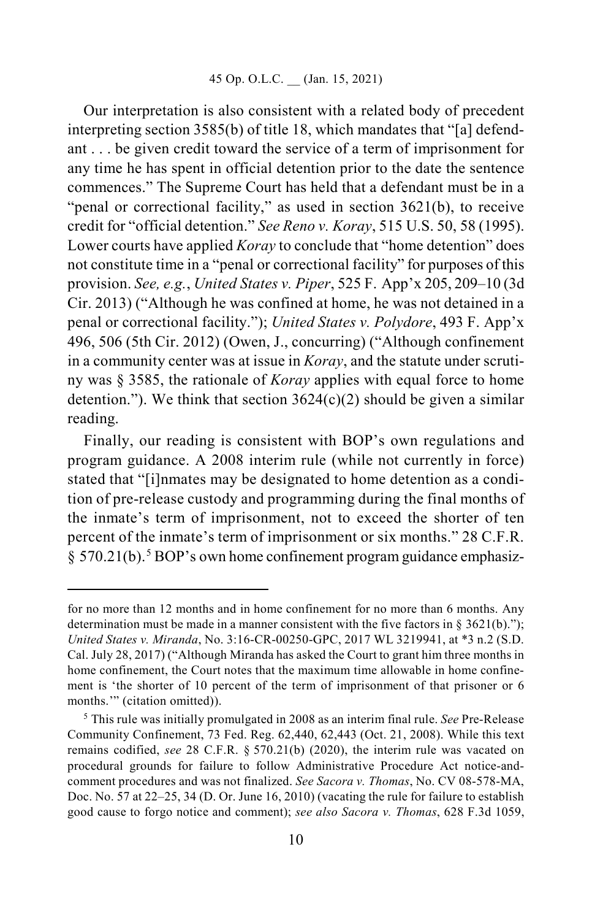Our interpretation is also consistent with a related body of precedent interpreting section 3585(b) of title 18, which mandates that "[a] defendant . . . be given credit toward the service of a term of imprisonment for any time he has spent in official detention prior to the date the sentence commences." The Supreme Court has held that a defendant must be in a "penal or correctional facility," as used in section 3621(b), to receive credit for "official detention." *See Reno v. Koray*, 515 U.S. 50, 58 (1995). Lower courts have applied *Koray* to conclude that "home detention" does not constitute time in a "penal or correctional facility" for purposes of this provision. *See, e.g.*, *United States v. Piper*, 525 F. App'x 205, 209–10 (3d Cir. 2013) ("Although he was confined at home, he was not detained in a penal or correctional facility."); *United States v. Polydore*, 493 F. App'x 496, 506 (5th Cir. 2012) (Owen, J., concurring) ("Although confinement in a community center was at issue in *Koray*, and the statute under scrutiny was § 3585, the rationale of *Koray* applies with equal force to home detention."). We think that section 3624(c)(2) should be given a similar reading.

Finally, our reading is consistent with BOP's own regulations and program guidance. A 2008 interim rule (while not currently in force) stated that "[i]nmates may be designated to home detention as a condition of pre-release custody and programming during the final months of the inmate's term of imprisonment, not to exceed the shorter of ten percent of the inmate's term of imprisonment or six months." 28 C.F.R. § 570.21(b).[5] BOP's own home confinement program guidance emphasiz-

---

for no more than 12 months and in home confinement for no more than 6 months. Any determination must be made in a manner consistent with the five factors in § 3621(b)."); *United States v. Miranda*, No. 3:16-CR-00250-GPC, 2017 WL 3219941, at *3 n.2 (S.D. Cal. July 28, 2017) ("Although Miranda has asked the Court to grant him three months in home confinement, the Court notes that the maximum time allowable in home confinement is 'the shorter of 10 percent of the term of imprisonment of that prisoner or 6 months.'" (citation omitted)).

[5] This rule was initially promulgated in 2008 as an interim final rule. *See* Pre-Release Community Confinement, 73 Fed. Reg. 62,440, 62,443 (Oct. 21, 2008). While this text remains codified, *see* 28 C.F.R. § 570.21(b) (2020), the interim rule was vacated on procedural grounds for failure to follow Administrative Procedure Act notice-and-comment procedures and was not finalized. *See Sacora v. Thomas*, No. CV 08-578-MA, Doc. No. 57 at 22–25, 34 (D. Or. June 16, 2010) (vacating the rule for failure to establish good cause to forgo notice and comment); *see also Sacora v. Thomas*, 628 F.3d 1059,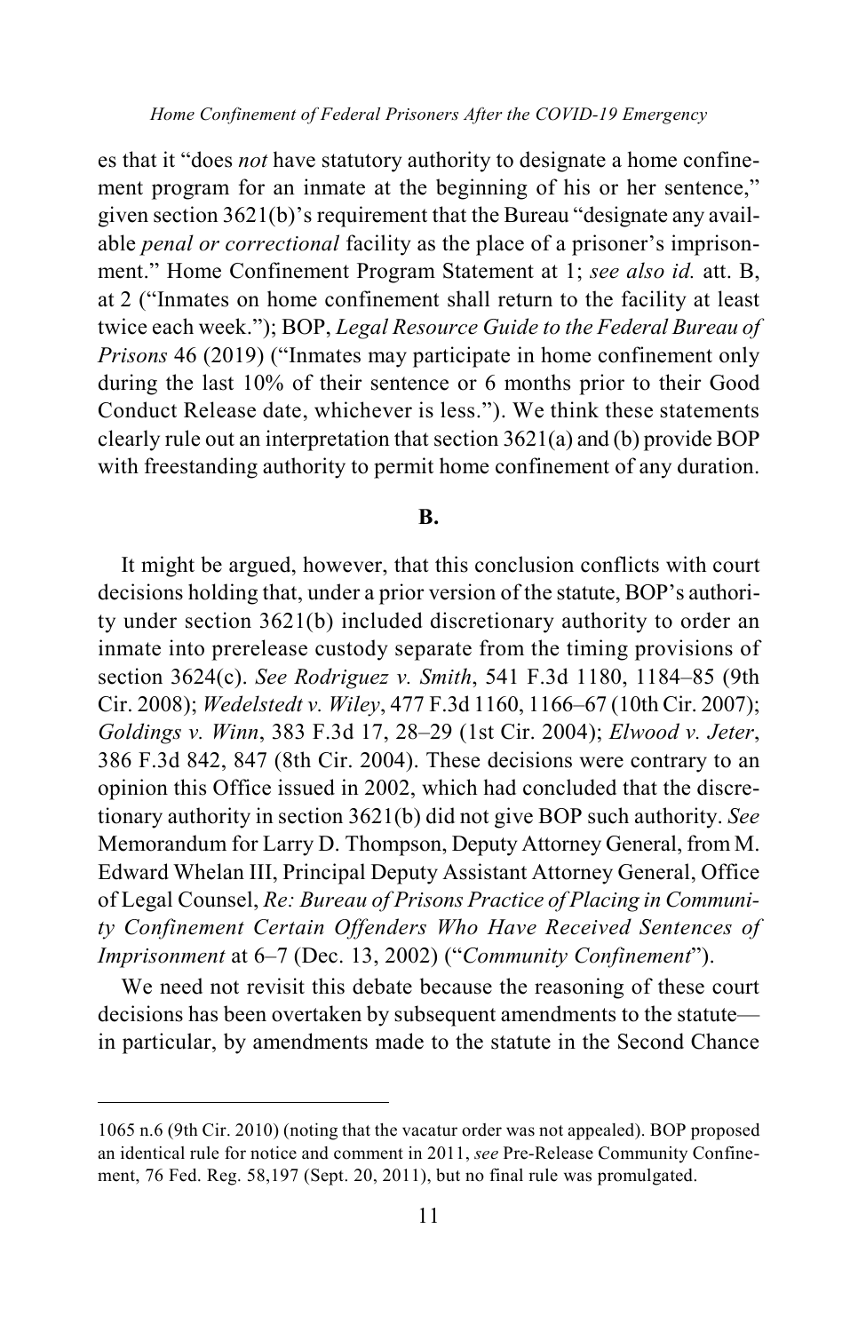es that it "does *not* have statutory authority to designate a home confinement program for an inmate at the beginning of his or her sentence," given section 3621(b)'s requirement that the Bureau "designate any available *penal or correctional* facility as the place of a prisoner's imprisonment." Home Confinement Program Statement at 1; *see also id.* att. B, at 2 ("Inmates on home confinement shall return to the facility at least twice each week."); BOP, *Legal Resource Guide to the Federal Bureau of Prisons* 46 (2019) ("Inmates may participate in home confinement only during the last 10% of their sentence or 6 months prior to their Good Conduct Release date, whichever is less."). We think these statements clearly rule out an interpretation that section 3621(a) and (b) provide BOP with freestanding authority to permit home confinement of any duration.

**B.**

It might be argued, however, that this conclusion conflicts with court decisions holding that, under a prior version of the statute, BOP's authority under section 3621(b) included discretionary authority to order an inmate into prerelease custody separate from the timing provisions of section 3624(c). *See Rodriguez v. Smith*, 541 F.3d 1180, 1184–85 (9th Cir. 2008); *Wedelstedt v. Wiley*, 477 F.3d 1160, 1166–67 (10th Cir. 2007); *Goldings v. Winn*, 383 F.3d 17, 28–29 (1st Cir. 2004); *Elwood v. Jeter*, 386 F.3d 842, 847 (8th Cir. 2004). These decisions were contrary to an opinion this Office issued in 2002, which had concluded that the discretionary authority in section 3621(b) did not give BOP such authority. *See* Memorandum for Larry D. Thompson, Deputy Attorney General, from M. Edward Whelan III, Principal Deputy Assistant Attorney General, Office of Legal Counsel, *Re: Bureau of Prisons Practice of Placing in Community Confinement Certain Offenders Who Have Received Sentences of Imprisonment* at 6–7 (Dec. 13, 2002) ("*Community Confinement*").

We need not revisit this debate because the reasoning of these court decisions has been overtaken by subsequent amendments to the statute—in particular, by amendments made to the statute in the Second Chance

---

1065 n.6 (9th Cir. 2010) (noting that the vacatur order was not appealed). BOP proposed an identical rule for notice and comment in 2011, *see* Pre-Release Community Confinement, 76 Fed. Reg. 58,197 (Sept. 20, 2011), but no final rule was promulgated.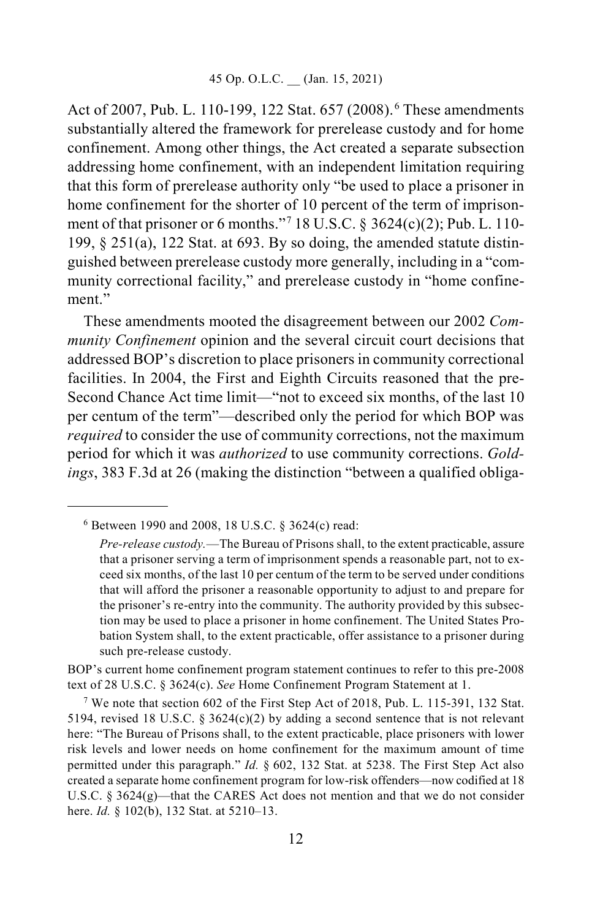Act of 2007, Pub. L. 110-199, 122 Stat. 657 (2008).[6] These amendments substantially altered the framework for prerelease custody and for home confinement. Among other things, the Act created a separate subsection addressing home confinement, with an independent limitation requiring that this form of prerelease authority only "be used to place a prisoner in home confinement for the shorter of 10 percent of the term of imprisonment of that prisoner or 6 months."[7] 18 U.S.C. § 3624(c)(2); Pub. L. 110-199, § 251(a), 122 Stat. at 693. By so doing, the amended statute distinguished between prerelease custody more generally, including in a "community correctional facility," and prerelease custody in "home confinement."

These amendments mooted the disagreement between our 2002 *Community Confinement* opinion and the several circuit court decisions that addressed BOP's discretion to place prisoners in community correctional facilities. In 2004, the First and Eighth Circuits reasoned that the pre-Second Chance Act time limit—"not to exceed six months, of the last 10 per centum of the term"—described only the period for which BOP was *required* to consider the use of community corrections, not the maximum period for which it was *authorized* to use community corrections. *Goldings*, 383 F.3d at 26 (making the distinction "between a qualified obliga-

---

[6] Between 1990 and 2008, 18 U.S.C. § 3624(c) read:

> *Pre-release custody.*—The Bureau of Prisons shall, to the extent practicable, assure that a prisoner serving a term of imprisonment spends a reasonable part, not to exceed six months, of the last 10 per centum of the term to be served under conditions that will afford the prisoner a reasonable opportunity to adjust to and prepare for the prisoner's re-entry into the community. The authority provided by this subsection may be used to place a prisoner in home confinement. The United States Probation System shall, to the extent practicable, offer assistance to a prisoner during such pre-release custody.

BOP's current home confinement program statement continues to refer to this pre-2008 text of 28 U.S.C. § 3624(c). *See* Home Confinement Program Statement at 1.

[7] We note that section 602 of the First Step Act of 2018, Pub. L. 115-391, 132 Stat. 5194, revised 18 U.S.C. § 3624(c)(2) by adding a second sentence that is not relevant here: "The Bureau of Prisons shall, to the extent practicable, place prisoners with lower risk levels and lower needs on home confinement for the maximum amount of time permitted under this paragraph." *Id.* § 602, 132 Stat. at 5238. The First Step Act also created a separate home confinement program for low-risk offenders—now codified at 18 U.S.C. § 3624(g)—that the CARES Act does not mention and that we do not consider here. *Id.* § 102(b), 132 Stat. at 5210–13.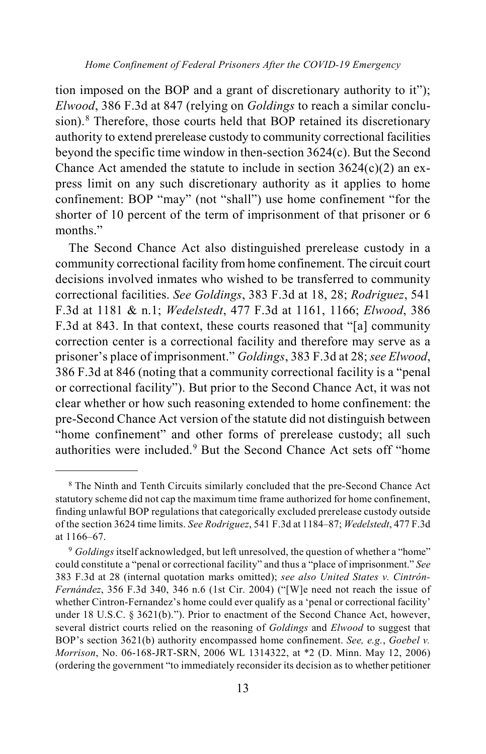tion imposed on the BOP and a grant of discretionary authority to it"); *Elwood*, 386 F.3d at 847 (relying on *Goldings* to reach a similar conclusion).[8] Therefore, those courts held that BOP retained its discretionary authority to extend prerelease custody to community correctional facilities beyond the specific time window in then-section 3624(c). But the Second Chance Act amended the statute to include in section 3624(c)(2) an express limit on any such discretionary authority as it applies to home confinement: BOP "may" (not "shall") use home confinement "for the shorter of 10 percent of the term of imprisonment of that prisoner or 6 months."

The Second Chance Act also distinguished prerelease custody in a community correctional facility from home confinement. The circuit court decisions involved inmates who wished to be transferred to community correctional facilities. *See Goldings*, 383 F.3d at 18, 28; *Rodriguez*, 541 F.3d at 1181 & n.1; *Wedelstedt*, 477 F.3d at 1161, 1166; *Elwood*, 386 F.3d at 843. In that context, these courts reasoned that "[a] community correction center is a correctional facility and therefore may serve as a prisoner's place of imprisonment." *Goldings*, 383 F.3d at 28; *see Elwood*, 386 F.3d at 846 (noting that a community correctional facility is a "penal or correctional facility"). But prior to the Second Chance Act, it was not clear whether or how such reasoning extended to home confinement: the pre-Second Chance Act version of the statute did not distinguish between "home confinement" and other forms of prerelease custody; all such authorities were included.[9] But the Second Chance Act sets off "home

---

[8] The Ninth and Tenth Circuits similarly concluded that the pre-Second Chance Act statutory scheme did not cap the maximum time frame authorized for home confinement, finding unlawful BOP regulations that categorically excluded prerelease custody outside of the section 3624 time limits. *See Rodriguez*, 541 F.3d at 1184–87; *Wedelstedt*, 477 F.3d at 1166–67.

[9] *Goldings* itself acknowledged, but left unresolved, the question of whether a "home" could constitute a "penal or correctional facility" and thus a "place of imprisonment." *See* 383 F.3d at 28 (internal quotation marks omitted); *see also United States v. Cintrón-Fernández*, 356 F.3d 340, 346 n.6 (1st Cir. 2004) ("[W]e need not reach the issue of whether Cintron-Fernandez's home could ever qualify as a 'penal or correctional facility' under 18 U.S.C. § 3621(b)."). Prior to enactment of the Second Chance Act, however, several district courts relied on the reasoning of *Goldings* and *Elwood* to suggest that BOP's section 3621(b) authority encompassed home confinement. *See, e.g.*, *Goebel v. Morrison*, No. 06-168-JRT-SRN, 2006 WL 1314322, at *2 (D. Minn. May 12, 2006) (ordering the government "to immediately reconsider its decision as to whether petitioner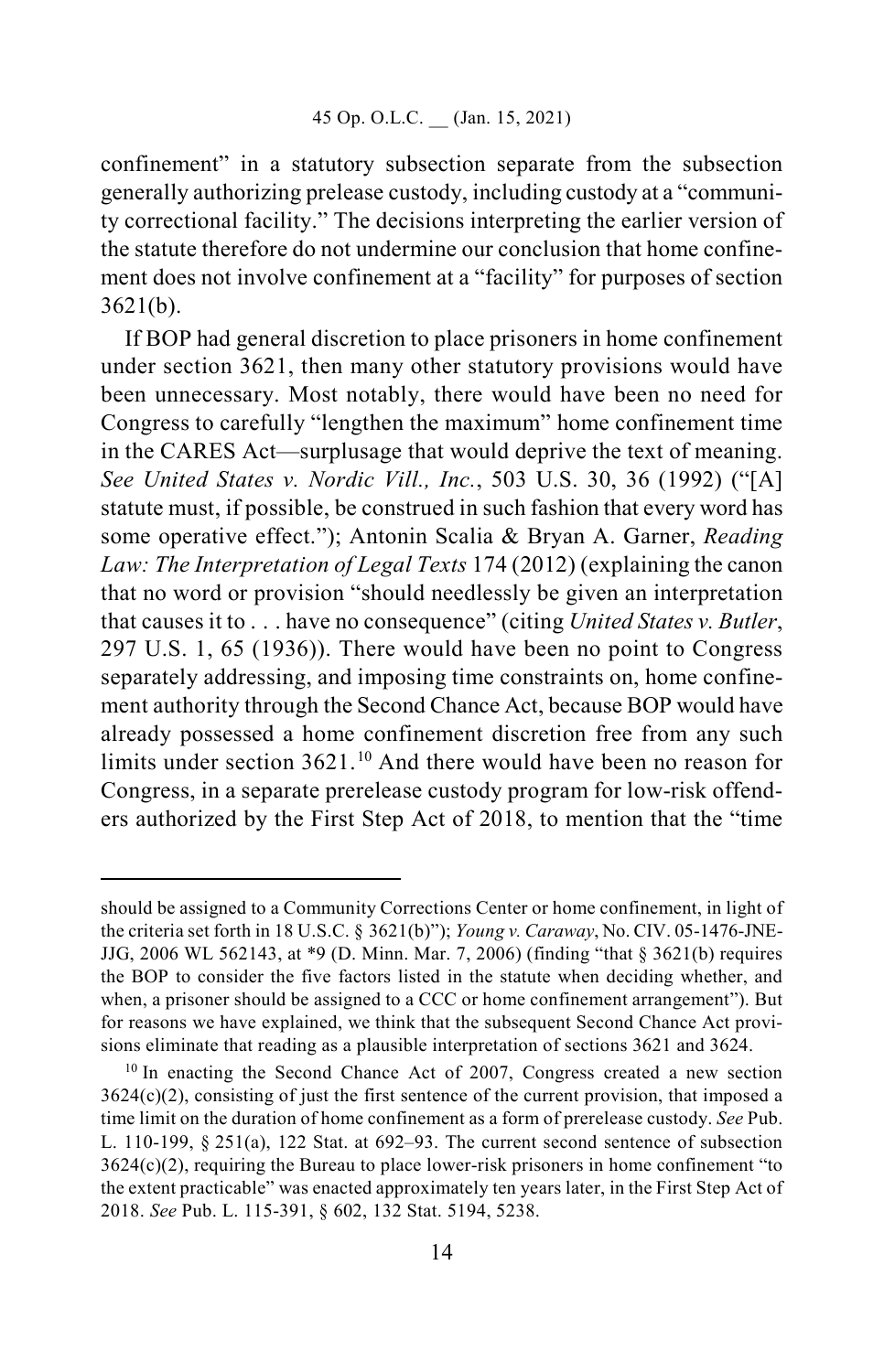confinement" in a statutory subsection separate from the subsection generally authorizing prelease custody, including custody at a "community correctional facility." The decisions interpreting the earlier version of the statute therefore do not undermine our conclusion that home confinement does not involve confinement at a "facility" for purposes of section 3621(b).

If BOP had general discretion to place prisoners in home confinement under section 3621, then many other statutory provisions would have been unnecessary. Most notably, there would have been no need for Congress to carefully "lengthen the maximum" home confinement time in the CARES Act—surplusage that would deprive the text of meaning. *See United States v. Nordic Vill., Inc.*, 503 U.S. 30, 36 (1992) ("[A] statute must, if possible, be construed in such fashion that every word has some operative effect."); Antonin Scalia & Bryan A. Garner, *Reading Law: The Interpretation of Legal Texts* 174 (2012) (explaining the canon that no word or provision "should needlessly be given an interpretation that causes it to . . . have no consequence" (citing *United States v. Butler*, 297 U.S. 1, 65 (1936)). There would have been no point to Congress separately addressing, and imposing time constraints on, home confinement authority through the Second Chance Act, because BOP would have already possessed a home confinement discretion free from any such limits under section 3621.[10] And there would have been no reason for Congress, in a separate prerelease custody program for low-risk offenders authorized by the First Step Act of 2018, to mention that the "time

---

should be assigned to a Community Corrections Center or home confinement, in light of the criteria set forth in 18 U.S.C. § 3621(b)"); *Young v. Caraway*, No. CIV. 05-1476-JNE-JJG, 2006 WL 562143, at *9 (D. Minn. Mar. 7, 2006) (finding "that § 3621(b) requires the BOP to consider the five factors listed in the statute when deciding whether, and when, a prisoner should be assigned to a CCC or home confinement arrangement"). But for reasons we have explained, we think that the subsequent Second Chance Act provisions eliminate that reading as a plausible interpretation of sections 3621 and 3624.

[10] In enacting the Second Chance Act of 2007, Congress created a new section 3624(c)(2), consisting of just the first sentence of the current provision, that imposed a time limit on the duration of home confinement as a form of prerelease custody. *See* Pub. L. 110-199, § 251(a), 122 Stat. at 692–93. The current second sentence of subsection 3624(c)(2), requiring the Bureau to place lower-risk prisoners in home confinement "to the extent practicable" was enacted approximately ten years later, in the First Step Act of 2018. *See* Pub. L. 115-391, § 602, 132 Stat. 5194, 5238.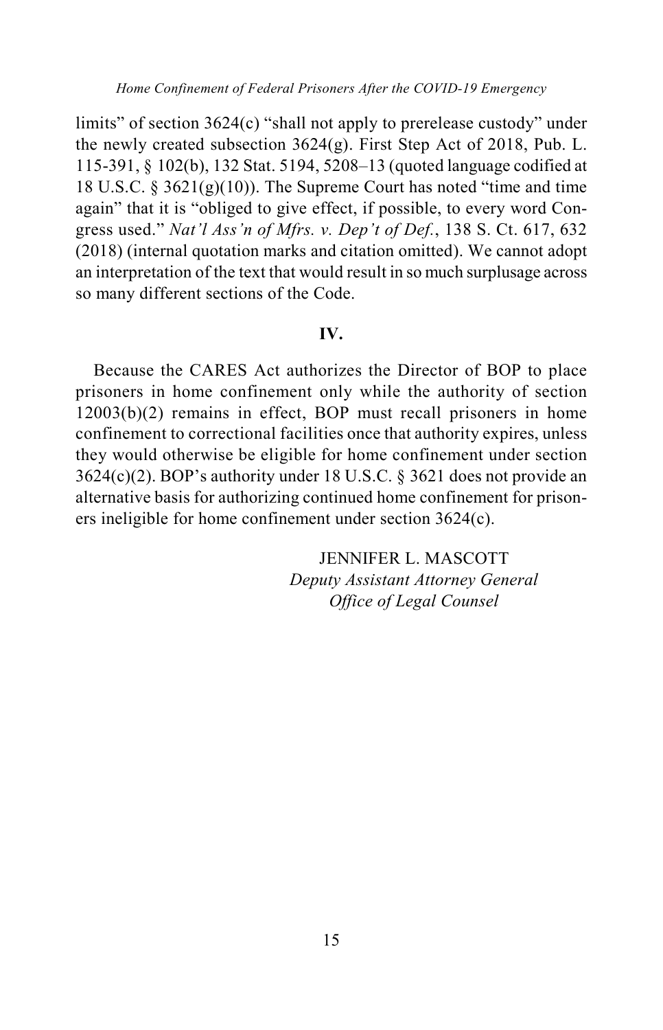limits" of section 3624(c) "shall not apply to prerelease custody" under the newly created subsection 3624(g). First Step Act of 2018, Pub. L. 115-391, § 102(b), 132 Stat. 5194, 5208–13 (quoted language codified at 18 U.S.C. § 3621(g)(10)). The Supreme Court has noted "time and time again" that it is "obliged to give effect, if possible, to every word Congress used." *Nat'l Ass'n of Mfrs. v. Dep't of Def.*, 138 S. Ct. 617, 632 (2018) (internal quotation marks and citation omitted). We cannot adopt an interpretation of the text that would result in so much surplusage across so many different sections of the Code.

## IV.

Because the CARES Act authorizes the Director of BOP to place prisoners in home confinement only while the authority of section 12003(b)(2) remains in effect, BOP must recall prisoners in home confinement to correctional facilities once that authority expires, unless they would otherwise be eligible for home confinement under section 3624(c)(2). BOP's authority under 18 U.S.C. § 3621 does not provide an alternative basis for authorizing continued home confinement for prisoners ineligible for home confinement under section 3624(c).

JENNIFER L. MASCOTT
*Deputy Assistant Attorney General*
*Office of Legal Counsel*